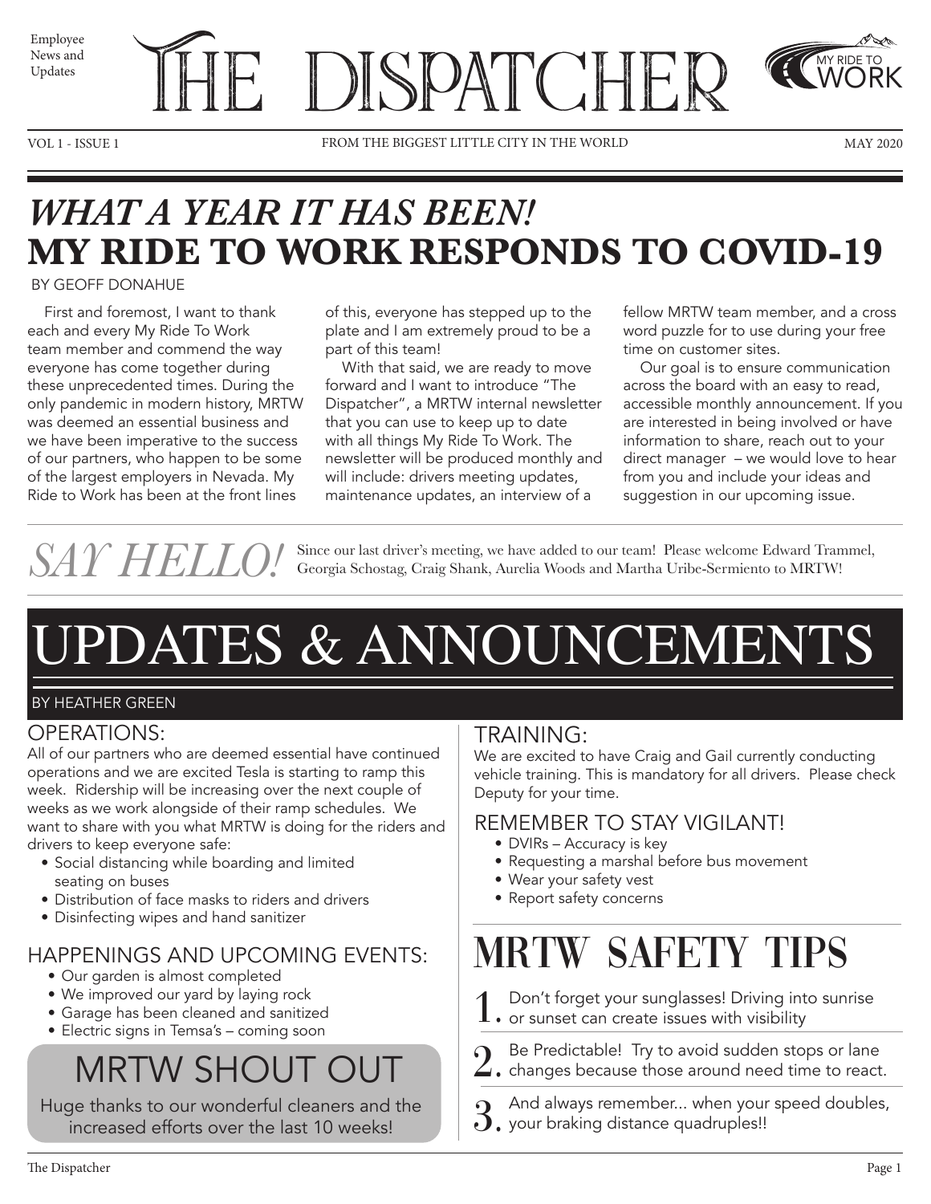Employee News and Updates

# THE DISPATCHER

MY RIDE TO WORK

VOL 1 - ISSUE 1 — FROM THE BIGGEST LITTLE CITY IN THE WORLD — MAY 2020

## *WHAT A YEAR IT HAS BEEN!* MY RIDE TO WORK RESPONDS TO COVID-19

BY GEOFF DONAHUE

First and foremost, I want to thank each and every My Ride To Work team member and commend the way everyone has come together during these unprecedented times. During the only pandemic in modern history, MRTW was deemed an essential business and we have been imperative to the success of our partners, who happen to be some of the largest employers in Nevada. My Ride to Work has been at the front lines of this, everyone has stepped up to the plate and I am extremely proud to be a part of this team!

With that said, we are ready to move forward and I want to introduce "The Dispatcher", a MRTW internal newsletter that you can use to keep up to date with all things My Ride To Work. The newsletter will be produced monthly and will include: drivers meeting updates, maintenance updates, an interview of a fellow MRTW team member, and a cross word puzzle for to use during your free time on customer sites.

Our goal is to ensure communication across the board with an easy to read, accessible monthly announcement. If you are interested in being involved or have information to share, reach out to your direct manager – we would love to hear from you and include your ideas and suggestion in our upcoming issue.

## *SAY HELLO!*

Since our last driver's meeting, we have added to our team! Please welcome Edward Trammel, Georgia Schostag, Craig Shank, Aurelia Woods and Martha Uribe-Sermiento to MRTW!

# UPDATES & ANNOUNCEMENTS

BY HEATHER GREEN

### OPERATIONS:

All of our partners who are deemed essential have continued operations and we are excited Tesla is starting to ramp this week. Ridership will be increasing over the next couple of weeks as we work alongside of their ramp schedules. We want to share with you what MRTW is doing for the riders and drivers to keep everyone safe:

- Social distancing while boarding and limited seating on buses
- Distribution of face masks to riders and drivers
- Disinfecting wipes and hand sanitizer

### HAPPENINGS AND UPCOMING EVENTS:

- Our garden is almost completed
- We improved our yard by laying rock
- Garage has been cleaned and sanitized
- Electric signs in Temsa's – coming soon

### MRTW SHOUT OUT

Huge thanks to our wonderful cleaners and the increased efforts over the last 10 weeks!

### TRAINING:

We are excited to have Craig and Gail currently conducting vehicle training. This is mandatory for all drivers. Please check Deputy for your time.

### REMEMBER TO STAY VIGILANT!

- DVIRs – Accuracy is key
- Requesting a marshal before bus movement
- Wear your safety vest
- Report safety concerns

## MRTW SAFETY TIPS

1. Don't forget your sunglasses! Driving into sunrise or sunset can create issues with visibility
2. Be Predictable! Try to avoid sudden stops or lane changes because those around need time to react.
3. And always remember... when your speed doubles, your braking distance quadruples!!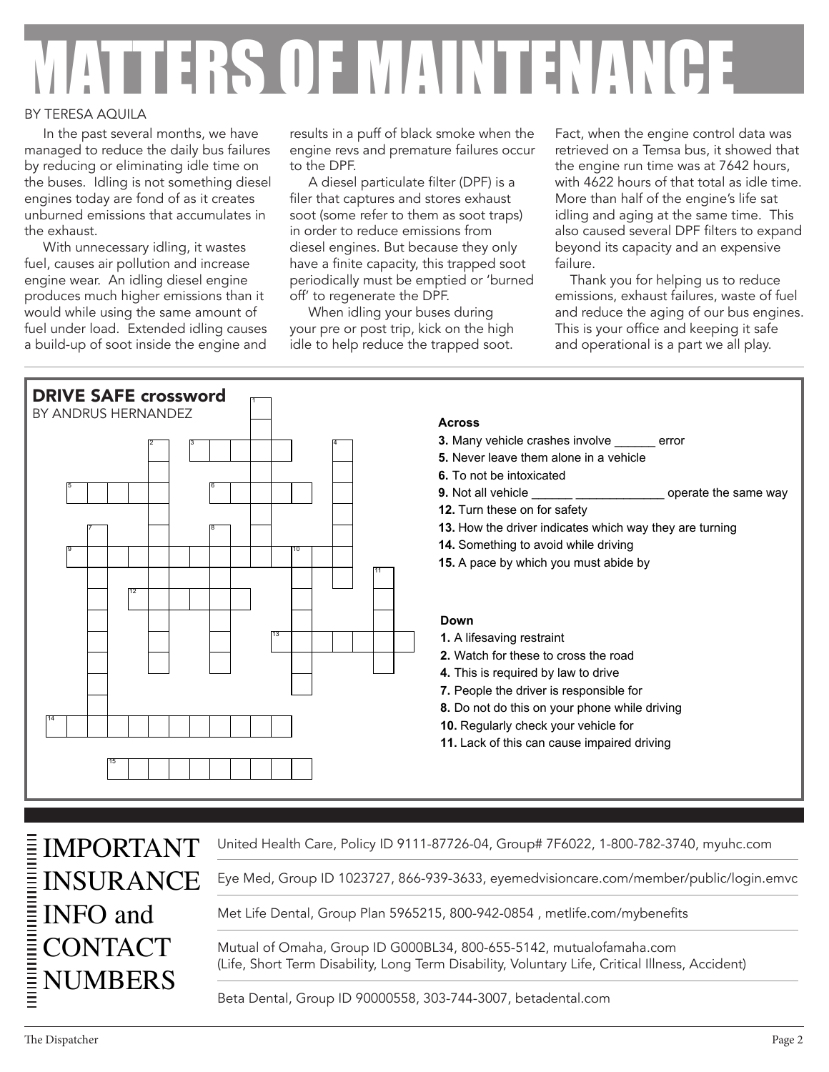# MATTERS OF MAINTENANCE

BY TERESA AQUILA

In the past several months, we have managed to reduce the daily bus failures by reducing or eliminating idle time on the buses. Idling is not something diesel engines today are fond of as it creates unburned emissions that accumulates in the exhaust.

With unnecessary idling, it wastes fuel, causes air pollution and increase engine wear. An idling diesel engine produces much higher emissions than it would while using the same amount of fuel under load. Extended idling causes a build-up of soot inside the engine and results in a puff of black smoke when the engine revs and premature failures occur to the DPF.

A diesel particulate filter (DPF) is a filer that captures and stores exhaust soot (some refer to them as soot traps) in order to reduce emissions from diesel engines. But because they only have a finite capacity, this trapped soot periodically must be emptied or 'burned off' to regenerate the DPF.

When idling your buses during your pre or post trip, kick on the high idle to help reduce the trapped soot.

Fact, when the engine control data was retrieved on a Temsa bus, it showed that the engine run time was at 7642 hours, with 4622 hours of that total as idle time. More than half of the engine's life sat idling and aging at the same time. This also caused several DPF filters to expand beyond its capacity and an expensive failure.

Thank you for helping us to reduce emissions, exhaust failures, waste of fuel and reduce the aging of our bus engines. This is your office and keeping it safe and operational is a part we all play.

## DRIVE SAFE crossword

BY ANDRUS HERNANDEZ

**Across**

**3.** Many vehicle crashes involve ______ error

**5.** Never leave them alone in a vehicle

**6.** To not be intoxicated

**9.** Not all vehicle ______ _____________ operate the same way

**12.** Turn these on for safety

**13.** How the driver indicates which way they are turning

**14.** Something to avoid while driving

**15.** A pace by which you must abide by

**Down**

**1.** A lifesaving restraint

**2.** Watch for these to cross the road

**4.** This is required by law to drive

**7.** People the driver is responsible for

**8.** Do not do this on your phone while driving

**10.** Regularly check your vehicle for

**11.** Lack of this can cause impaired driving

## IMPORTANT INSURANCE INFO and CONTACT NUMBERS

United Health Care, Policy ID 9111-87726-04, Group# 7F6022, 1-800-782-3740, myuhc.com

Eye Med, Group ID 1023727, 866-939-3633, eyemedvisioncare.com/member/public/login.emvc

Met Life Dental, Group Plan 5965215, 800-942-0854 , metlife.com/mybenefits

Mutual of Omaha, Group ID G000BL34, 800-655-5142, mutualofamaha.com
(Life, Short Term Disability, Long Term Disability, Voluntary Life, Critical Illness, Accident)

Beta Dental, Group ID 90000558, 303-744-3007, betadental.com